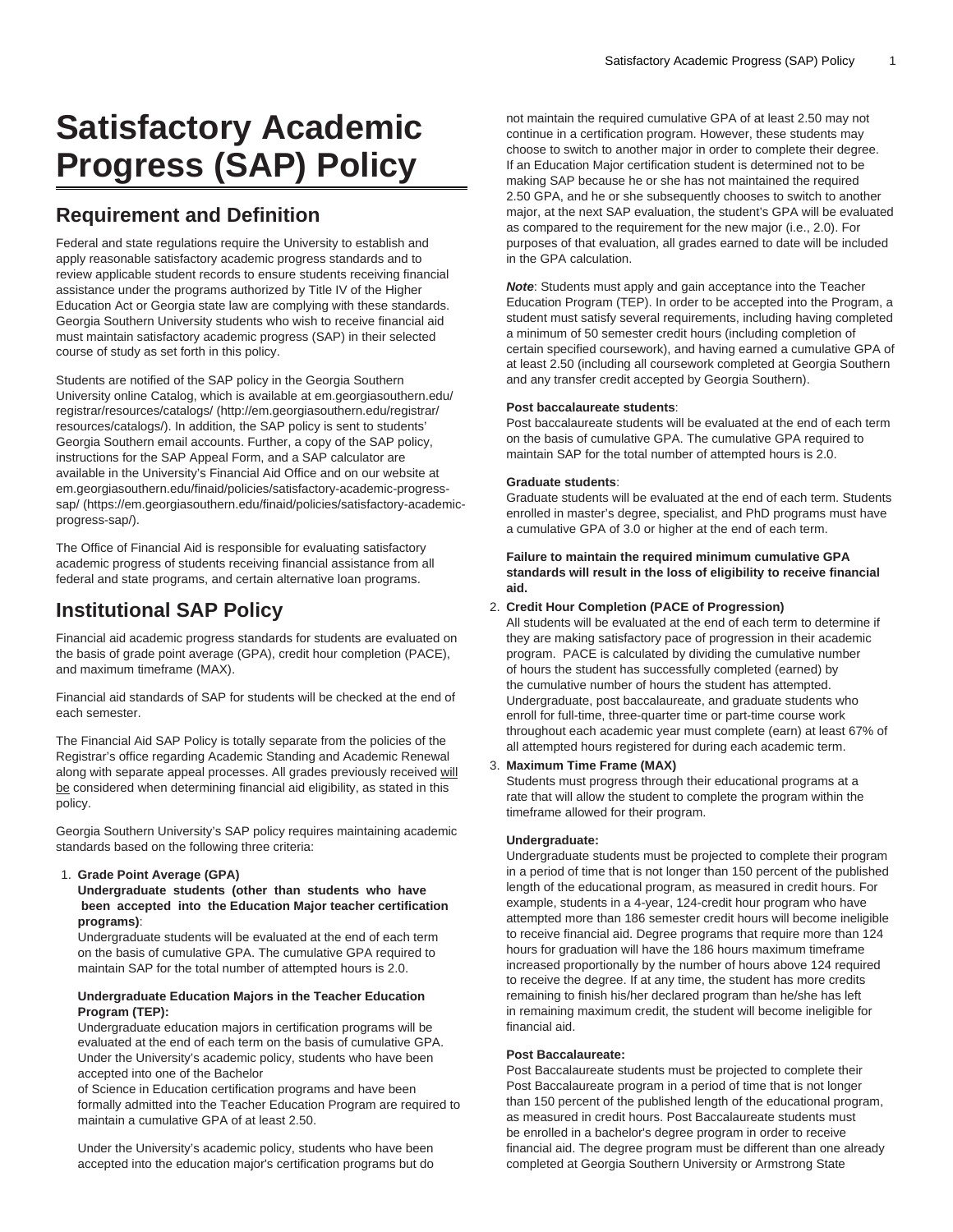# Satisfactory Academic Progress (SAP) Policy

## Requirement and Definition

Federal and state regulations require the University to establish and apply reasonable satisfactory academic progress standards and to review applicable student records to ensure students receiving financial assistance under the programs authorized by Title IV of the Higher Education Act or Georgia state law are complying with these standards. Georgia Southern University students who wish to receive financial aid must maintain satisfactory academic progress (SAP) in their selected course of study as set forth in this policy.

Students are notified of the SAP policy in the Georgia Southern University online Catalog, which is available at em.georgiasouthern.edu/registrar/resources/catalogs/ (http://em.georgiasouthern.edu/registrar/resources/catalogs/). In addition, the SAP policy is sent to students' Georgia Southern email accounts. Further, a copy of the SAP policy, instructions for the SAP Appeal Form, and a SAP calculator are available in the University's Financial Aid Office and on our website at em.georgiasouthern.edu/finaid/policies/satisfactory-academic-progress-sap/ (https://em.georgiasouthern.edu/finaid/policies/satisfactory-academic-progress-sap/).

The Office of Financial Aid is responsible for evaluating satisfactory academic progress of students receiving financial assistance from all federal and state programs, and certain alternative loan programs.

## Institutional SAP Policy

Financial aid academic progress standards for students are evaluated on the basis of grade point average (GPA), credit hour completion (PACE), and maximum timeframe (MAX).

Financial aid standards of SAP for students will be checked at the end of each semester.

The Financial Aid SAP Policy is totally separate from the policies of the Registrar's office regarding Academic Standing and Academic Renewal along with separate appeal processes. All grades previously received <u>will be</u> considered when determining financial aid eligibility, as stated in this policy.

Georgia Southern University's SAP policy requires maintaining academic standards based on the following three criteria:

1. **Grade Point Average (GPA)**
   **Undergraduate students (other than students who have been accepted into the Education Major teacher certification programs)**:
   Undergraduate students will be evaluated at the end of each term on the basis of cumulative GPA. The cumulative GPA required to maintain SAP for the total number of attempted hours is 2.0.

   **Undergraduate Education Majors in the Teacher Education Program (TEP):**
   Undergraduate education majors in certification programs will be evaluated at the end of each term on the basis of cumulative GPA. Under the University's academic policy, students who have been accepted into one of the Bachelor of Science in Education certification programs and have been formally admitted into the Teacher Education Program are required to maintain a cumulative GPA of at least 2.50.

   Under the University's academic policy, students who have been accepted into the education major's certification programs but do not maintain the required cumulative GPA of at least 2.50 may not continue in a certification program. However, these students may choose to switch to another major in order to complete their degree. If an Education Major certification student is determined not to be making SAP because he or she has not maintained the required 2.50 GPA, and he or she subsequently chooses to switch to another major, at the next SAP evaluation, the student's GPA will be evaluated as compared to the requirement for the new major (i.e., 2.0). For purposes of that evaluation, all grades earned to date will be included in the GPA calculation.

   ***Note***: Students must apply and gain acceptance into the Teacher Education Program (TEP). In order to be accepted into the Program, a student must satisfy several requirements, including having completed a minimum of 50 semester credit hours (including completion of certain specified coursework), and having earned a cumulative GPA of at least 2.50 (including all coursework completed at Georgia Southern and any transfer credit accepted by Georgia Southern).

   **Post baccalaureate students**:
   Post baccalaureate students will be evaluated at the end of each term on the basis of cumulative GPA. The cumulative GPA required to maintain SAP for the total number of attempted hours is 2.0.

   **Graduate students**:
   Graduate students will be evaluated at the end of each term. Students enrolled in master's degree, specialist, and PhD programs must have a cumulative GPA of 3.0 or higher at the end of each term.

   **Failure to maintain the required minimum cumulative GPA standards will result in the loss of eligibility to receive financial aid.**

2. **Credit Hour Completion (PACE of Progression)**
   All students will be evaluated at the end of each term to determine if they are making satisfactory pace of progression in their academic program. PACE is calculated by dividing the cumulative number of hours the student has successfully completed (earned) by the cumulative number of hours the student has attempted. Undergraduate, post baccalaureate, and graduate students who enroll for full-time, three-quarter time or part-time course work throughout each academic year must complete (earn) at least 67% of all attempted hours registered for during each academic term.

3. **Maximum Time Frame (MAX)**
   Students must progress through their educational programs at a rate that will allow the student to complete the program within the timeframe allowed for their program.

   **Undergraduate:**
   Undergraduate students must be projected to complete their program in a period of time that is not longer than 150 percent of the published length of the educational program, as measured in credit hours. For example, students in a 4-year, 124-credit hour program who have attempted more than 186 semester credit hours will become ineligible to receive financial aid. Degree programs that require more than 124 hours for graduation will have the 186 hours maximum timeframe increased proportionally by the number of hours above 124 required to receive the degree. If at any time, the student has more credits remaining to finish his/her declared program than he/she has left in remaining maximum credit, the student will become ineligible for financial aid.

   **Post Baccalaureate:**
   Post Baccalaureate students must be projected to complete their Post Baccalaureate program in a period of time that is not longer than 150 percent of the published length of the educational program, as measured in credit hours. Post Baccalaureate students must be enrolled in a bachelor's degree program in order to receive financial aid. The degree program must be different than one already completed at Georgia Southern University or Armstrong State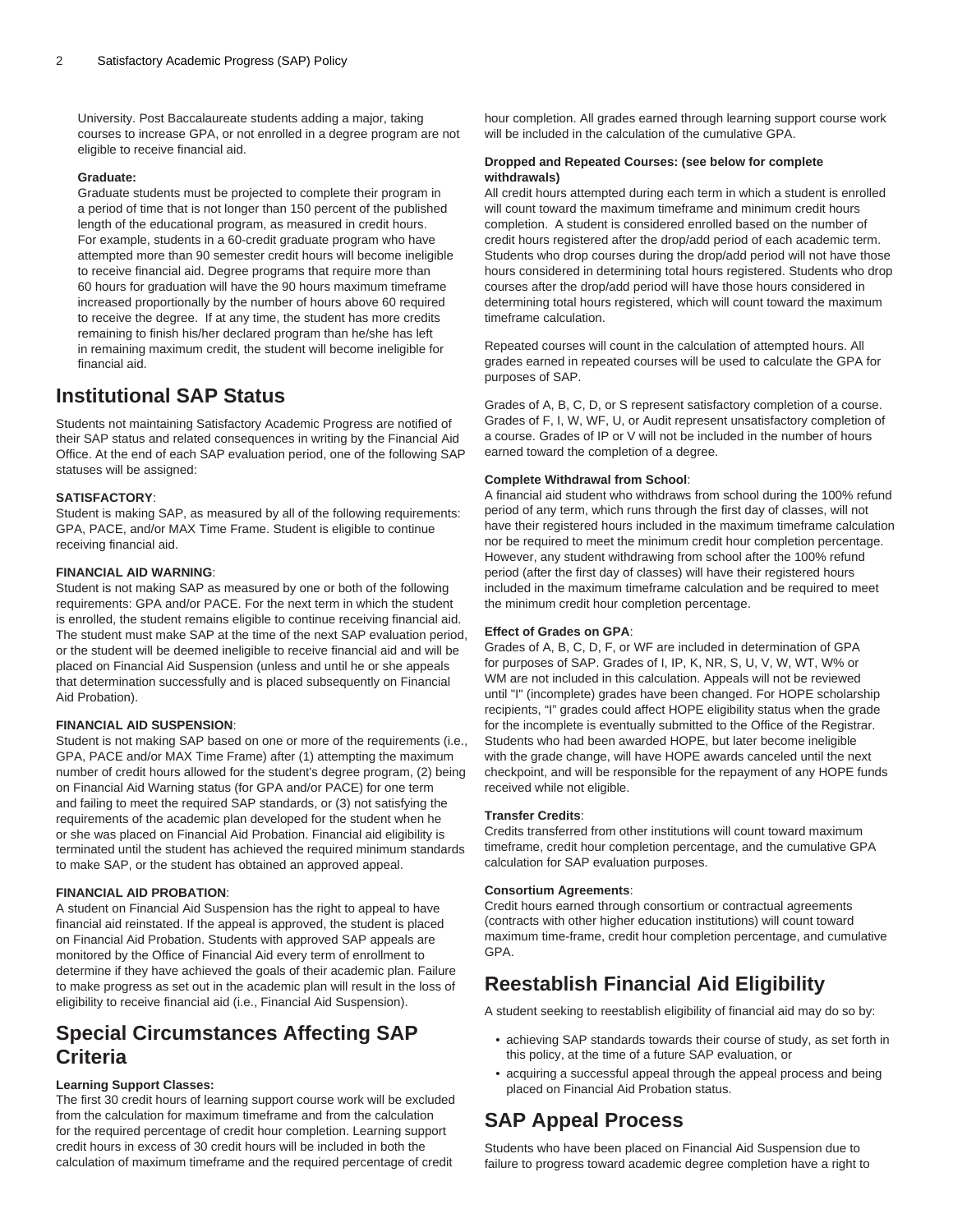University. Post Baccalaureate students adding a major, taking courses to increase GPA, or not enrolled in a degree program are not eligible to receive financial aid.

**Graduate:**

Graduate students must be projected to complete their program in a period of time that is not longer than 150 percent of the published length of the educational program, as measured in credit hours. For example, students in a 60-credit graduate program who have attempted more than 90 semester credit hours will become ineligible to receive financial aid. Degree programs that require more than 60 hours for graduation will have the 90 hours maximum timeframe increased proportionally by the number of hours above 60 required to receive the degree. If at any time, the student has more credits remaining to finish his/her declared program than he/she has left in remaining maximum credit, the student will become ineligible for financial aid.

## Institutional SAP Status

Students not maintaining Satisfactory Academic Progress are notified of their SAP status and related consequences in writing by the Financial Aid Office. At the end of each SAP evaluation period, one of the following SAP statuses will be assigned:

**SATISFACTORY**:

Student is making SAP, as measured by all of the following requirements: GPA, PACE, and/or MAX Time Frame. Student is eligible to continue receiving financial aid.

**FINANCIAL AID WARNING**:

Student is not making SAP as measured by one or both of the following requirements: GPA and/or PACE. For the next term in which the student is enrolled, the student remains eligible to continue receiving financial aid. The student must make SAP at the time of the next SAP evaluation period, or the student will be deemed ineligible to receive financial aid and will be placed on Financial Aid Suspension (unless and until he or she appeals that determination successfully and is placed subsequently on Financial Aid Probation).

**FINANCIAL AID SUSPENSION**:

Student is not making SAP based on one or more of the requirements (i.e., GPA, PACE and/or MAX Time Frame) after (1) attempting the maximum number of credit hours allowed for the student's degree program, (2) being on Financial Aid Warning status (for GPA and/or PACE) for one term and failing to meet the required SAP standards, or (3) not satisfying the requirements of the academic plan developed for the student when he or she was placed on Financial Aid Probation. Financial aid eligibility is terminated until the student has achieved the required minimum standards to make SAP, or the student has obtained an approved appeal.

**FINANCIAL AID PROBATION**:

A student on Financial Aid Suspension has the right to appeal to have financial aid reinstated. If the appeal is approved, the student is placed on Financial Aid Probation. Students with approved SAP appeals are monitored by the Office of Financial Aid every term of enrollment to determine if they have achieved the goals of their academic plan. Failure to make progress as set out in the academic plan will result in the loss of eligibility to receive financial aid (i.e., Financial Aid Suspension).

## Special Circumstances Affecting SAP Criteria

**Learning Support Classes:**

The first 30 credit hours of learning support course work will be excluded from the calculation for maximum timeframe and from the calculation for the required percentage of credit hour completion. Learning support credit hours in excess of 30 credit hours will be included in both the calculation of maximum timeframe and the required percentage of credit hour completion. All grades earned through learning support course work will be included in the calculation of the cumulative GPA.

**Dropped and Repeated Courses: (see below for complete withdrawals)**

All credit hours attempted during each term in which a student is enrolled will count toward the maximum timeframe and minimum credit hours completion. A student is considered enrolled based on the number of credit hours registered after the drop/add period of each academic term. Students who drop courses during the drop/add period will not have those hours considered in determining total hours registered. Students who drop courses after the drop/add period will have those hours considered in determining total hours registered, which will count toward the maximum timeframe calculation.

Repeated courses will count in the calculation of attempted hours. All grades earned in repeated courses will be used to calculate the GPA for purposes of SAP.

Grades of A, B, C, D, or S represent satisfactory completion of a course. Grades of F, I, W, WF, U, or Audit represent unsatisfactory completion of a course. Grades of IP or V will not be included in the number of hours earned toward the completion of a degree.

**Complete Withdrawal from School**:

A financial aid student who withdraws from school during the 100% refund period of any term, which runs through the first day of classes, will not have their registered hours included in the maximum timeframe calculation nor be required to meet the minimum credit hour completion percentage. However, any student withdrawing from school after the 100% refund period (after the first day of classes) will have their registered hours included in the maximum timeframe calculation and be required to meet the minimum credit hour completion percentage.

**Effect of Grades on GPA**:

Grades of A, B, C, D, F, or WF are included in determination of GPA for purposes of SAP. Grades of I, IP, K, NR, S, U, V, W, WT, W% or WM are not included in this calculation. Appeals will not be reviewed until "I" (incomplete) grades have been changed. For HOPE scholarship recipients, "I" grades could affect HOPE eligibility status when the grade for the incomplete is eventually submitted to the Office of the Registrar. Students who had been awarded HOPE, but later become ineligible with the grade change, will have HOPE awards canceled until the next checkpoint, and will be responsible for the repayment of any HOPE funds received while not eligible.

**Transfer Credits**:

Credits transferred from other institutions will count toward maximum timeframe, credit hour completion percentage, and the cumulative GPA calculation for SAP evaluation purposes.

**Consortium Agreements**:

Credit hours earned through consortium or contractual agreements (contracts with other higher education institutions) will count toward maximum time-frame, credit hour completion percentage, and cumulative GPA.

## Reestablish Financial Aid Eligibility

A student seeking to reestablish eligibility of financial aid may do so by:

- achieving SAP standards towards their course of study, as set forth in this policy, at the time of a future SAP evaluation, or
- acquiring a successful appeal through the appeal process and being placed on Financial Aid Probation status.

## SAP Appeal Process

Students who have been placed on Financial Aid Suspension due to failure to progress toward academic degree completion have a right to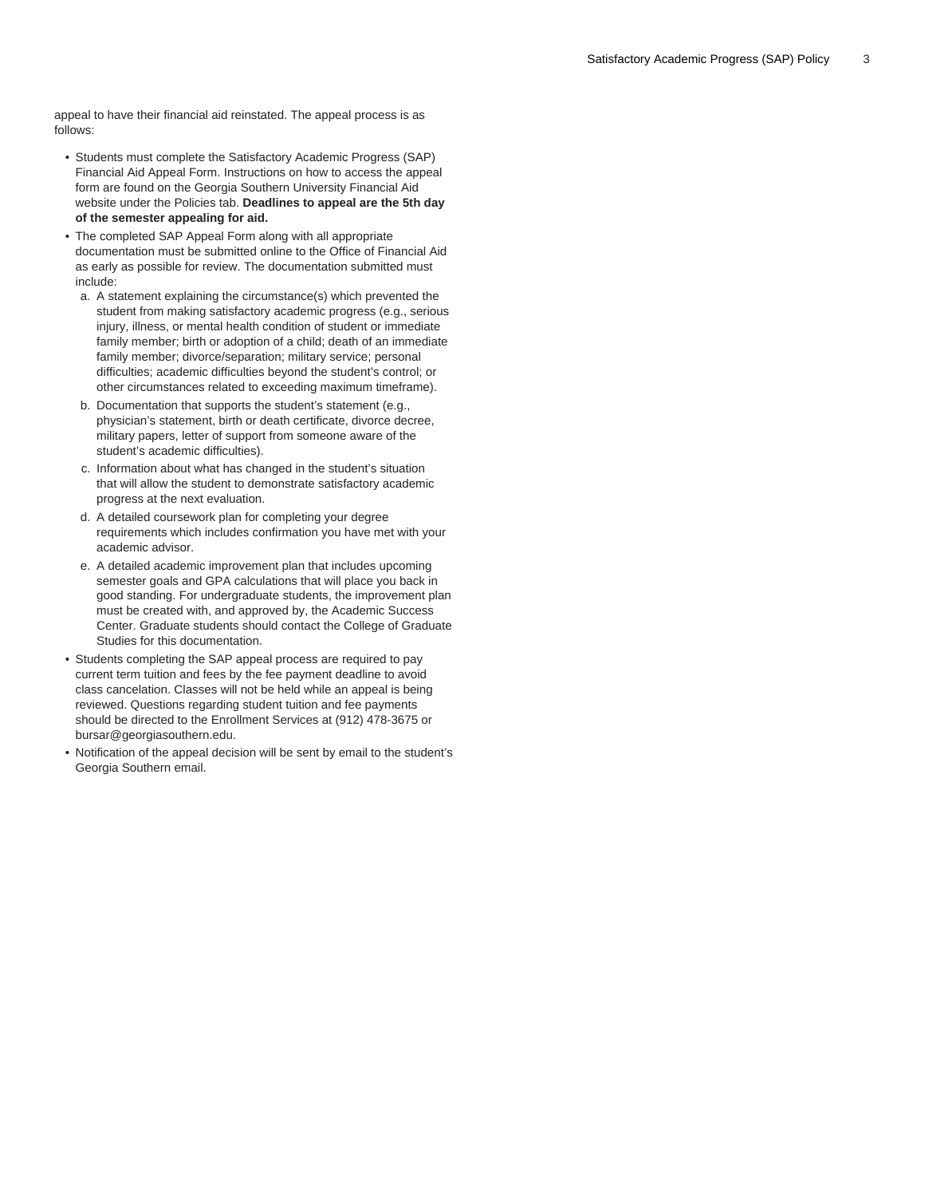appeal to have their financial aid reinstated. The appeal process is as follows:

- Students must complete the Satisfactory Academic Progress (SAP) Financial Aid Appeal Form. Instructions on how to access the appeal form are found on the Georgia Southern University Financial Aid website under the Policies tab. **Deadlines to appeal are the 5th day of the semester appealing for aid.**
- The completed SAP Appeal Form along with all appropriate documentation must be submitted online to the Office of Financial Aid as early as possible for review. The documentation submitted must include:
  a. A statement explaining the circumstance(s) which prevented the student from making satisfactory academic progress (e.g., serious injury, illness, or mental health condition of student or immediate family member; birth or adoption of a child; death of an immediate family member; divorce/separation; military service; personal difficulties; academic difficulties beyond the student's control; or other circumstances related to exceeding maximum timeframe).
  b. Documentation that supports the student's statement (e.g., physician's statement, birth or death certificate, divorce decree, military papers, letter of support from someone aware of the student's academic difficulties).
  c. Information about what has changed in the student's situation that will allow the student to demonstrate satisfactory academic progress at the next evaluation.
  d. A detailed coursework plan for completing your degree requirements which includes confirmation you have met with your academic advisor.
  e. A detailed academic improvement plan that includes upcoming semester goals and GPA calculations that will place you back in good standing. For undergraduate students, the improvement plan must be created with, and approved by, the Academic Success Center. Graduate students should contact the College of Graduate Studies for this documentation.
- Students completing the SAP appeal process are required to pay current term tuition and fees by the fee payment deadline to avoid class cancelation. Classes will not be held while an appeal is being reviewed. Questions regarding student tuition and fee payments should be directed to the Enrollment Services at (912) 478-3675 or bursar@georgiasouthern.edu.
- Notification of the appeal decision will be sent by email to the student's Georgia Southern email.